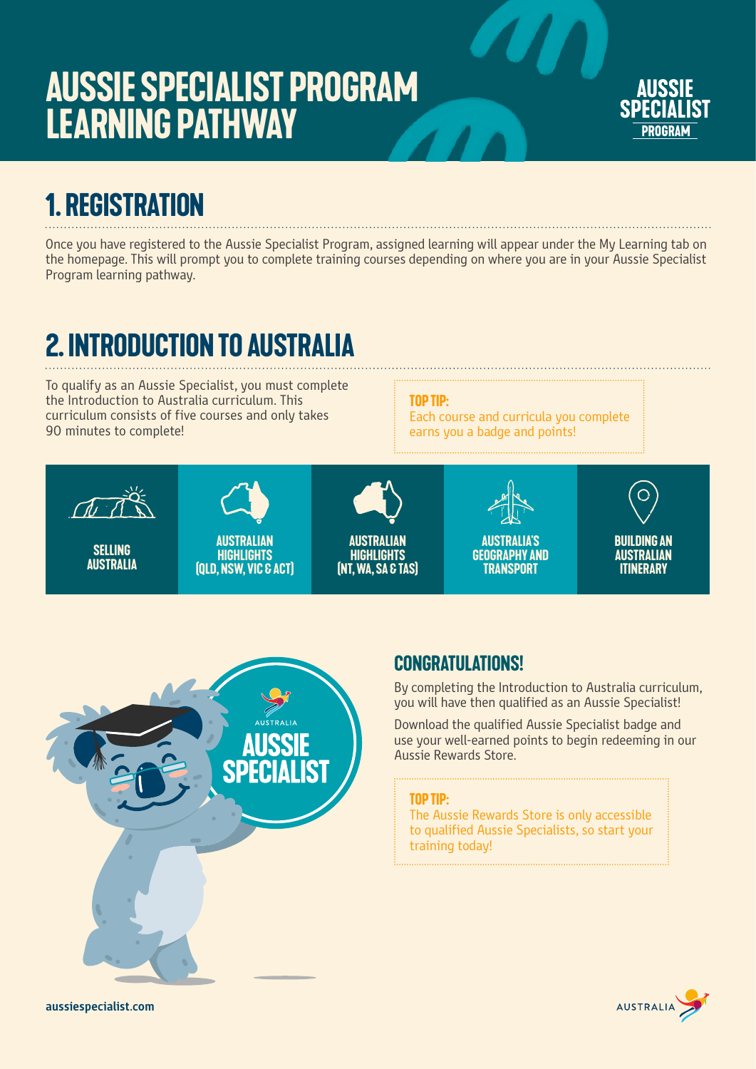# AUSSIE SPECIALIST PROGRAM LEARNING PATHWAY

## 1. REGISTRATION

Once you have registered to the Aussie Specialist Program, assigned learning will appear under the My Learning tab on the homepage. This will prompt you to complete training courses depending on where you are in your Aussie Specialist Program learning pathway.

## 2. INTRODUCTION TO AUSTRALIA

To qualify as an Aussie Specialist, you must complete the Introduction to Australia curriculum. This curriculum consists of five courses and only takes 90 minutes to complete!

> **TOP TIP:**
> Each course and curricula you complete earns you a badge and points!

- SELLING AUSTRALIA
- AUSTRALIAN HIGHLIGHTS (QLD, NSW, VIC & ACT)
- AUSTRALIAN HIGHLIGHTS (NT, WA, SA & TAS)
- AUSTRALIA'S GEOGRAPHY AND TRANSPORT
- BUILDING AN AUSTRALIAN ITINERARY

### CONGRATULATIONS!

By completing the Introduction to Australia curriculum, you will have then qualified as an Aussie Specialist!

Download the qualified Aussie Specialist badge and use your well-earned points to begin redeeming in our Aussie Rewards Store.

> **TOP TIP:**
> The Aussie Rewards Store is only accessible to qualified Aussie Specialists, so start your training today!

aussiespecialist.com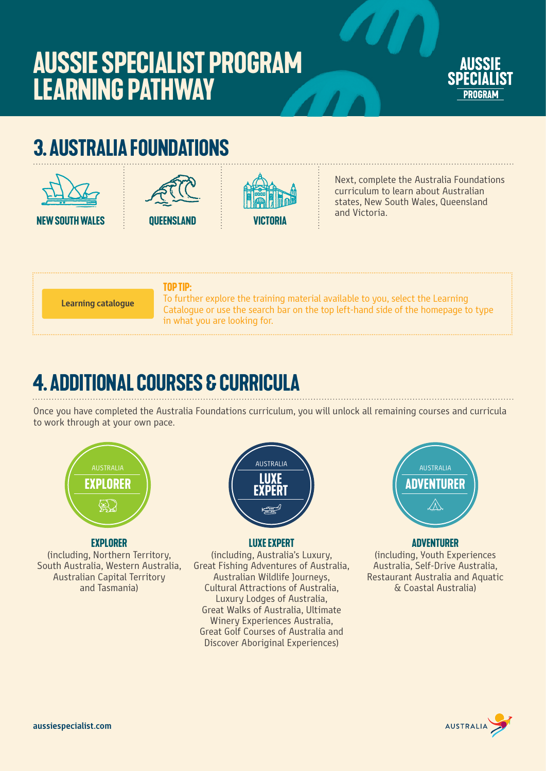# AUSSIE SPECIALIST PROGRAM LEARNING PATHWAY

## 3. AUSTRALIA FOUNDATIONS

**NEW SOUTH WALES** | **QUEENSLAND** | **VICTORIA**

Next, complete the Australia Foundations curriculum to learn about Australian states, New South Wales, Queensland and Victoria.

**Learning catalogue**

**TOP TIP:**
To further explore the training material available to you, select the Learning Catalogue or use the search bar on the top left-hand side of the homepage to type in what you are looking for.

## 4. ADDITIONAL COURSES & CURRICULA

Once you have completed the Australia Foundations curriculum, you will unlock all remaining courses and curricula to work through at your own pace.

AUSTRALIA **EXPLORER**

AUSTRALIA **LUXE EXPERT**

AUSTRALIA **ADVENTURER**

**EXPLORER**
(including, Northern Territory, South Australia, Western Australia, Australian Capital Territory and Tasmania)

**LUXE EXPERT**
(including, Australia's Luxury, Great Fishing Adventures of Australia, Australian Wildlife Journeys, Cultural Attractions of Australia, Luxury Lodges of Australia, Great Walks of Australia, Ultimate Winery Experiences Australia, Great Golf Courses of Australia and Discover Aboriginal Experiences)

**ADVENTURER**
(including, Youth Experiences Australia, Self-Drive Australia, Restaurant Australia and Aquatic & Coastal Australia)

aussiespecialist.com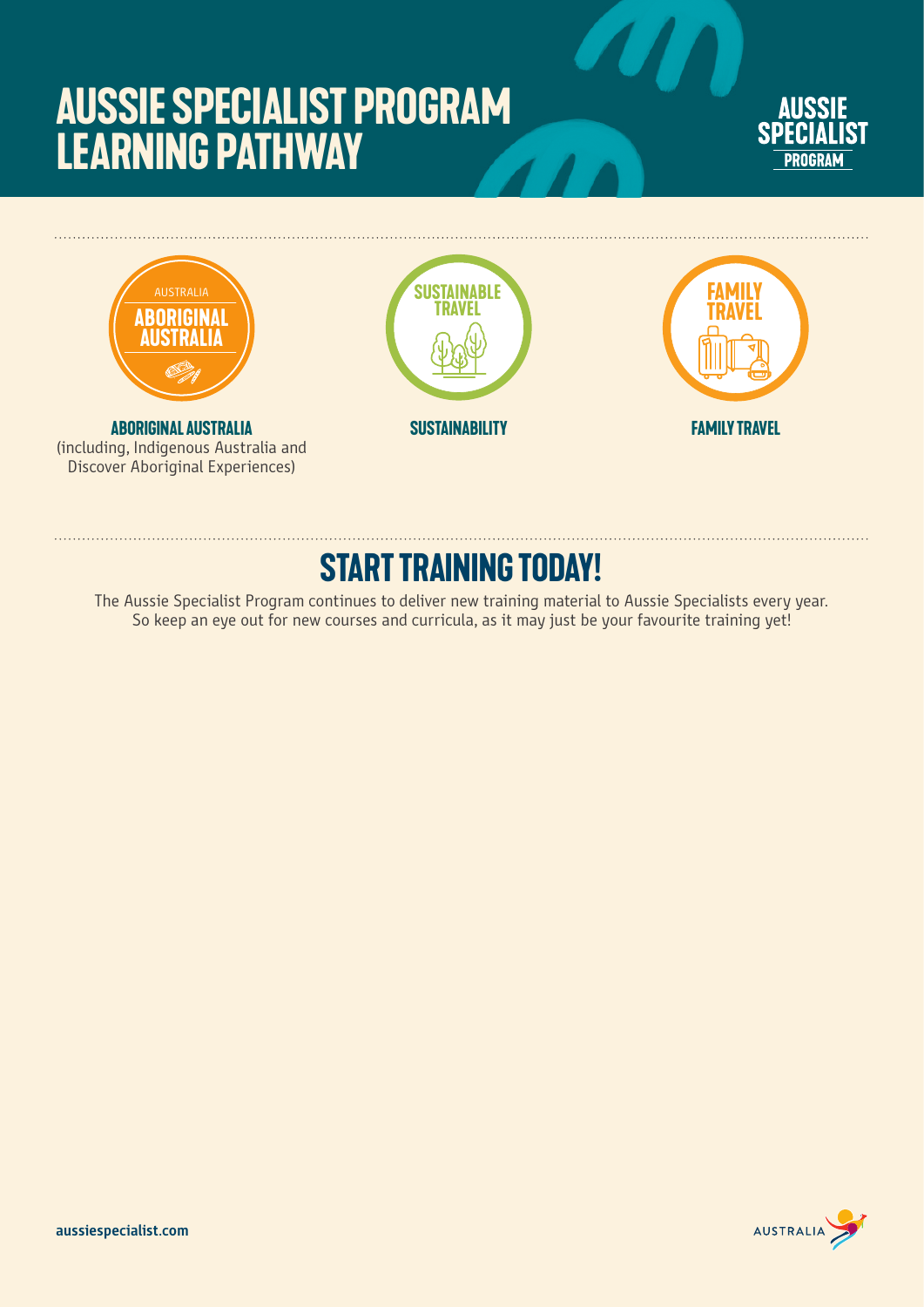# AUSSIE SPECIALIST PROGRAM LEARNING PATHWAY

AUSSIE SPECIALIST PROGRAM

AUSTRALIA
ABORIGINAL AUSTRALIA

**ABORIGINAL AUSTRALIA**
(including, Indigenous Australia and Discover Aboriginal Experiences)

SUSTAINABLE TRAVEL

**SUSTAINABILITY**

FAMILY TRAVEL

**FAMILY TRAVEL**

## START TRAINING TODAY!

The Aussie Specialist Program continues to deliver new training material to Aussie Specialists every year. So keep an eye out for new courses and curricula, as it may just be your favourite training yet!

**aussiespecialist.com**

AUSTRALIA